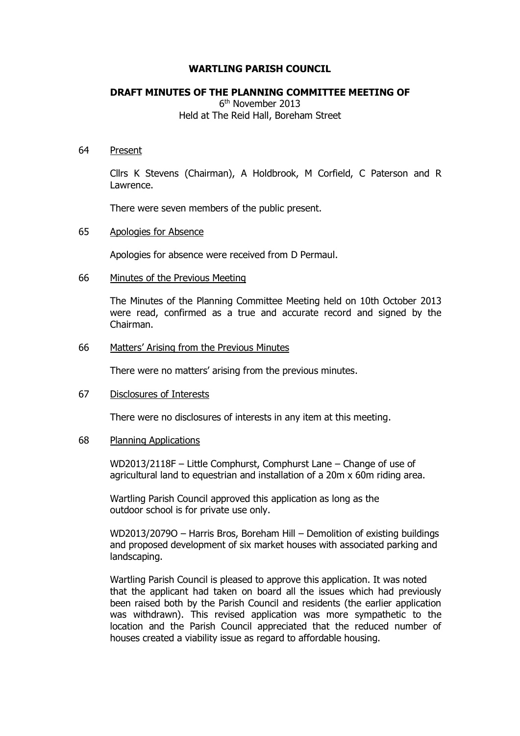# WARTLING PARISH COUNCIL

## DRAFT MINUTES OF THE PLANNING COMMITTEE MEETING OF

6th November 2013
Held at The Reid Hall, Boreham Street

64 Present

Cllrs K Stevens (Chairman), A Holdbrook, M Corfield, C Paterson and R Lawrence.

There were seven members of the public present.

65 Apologies for Absence

Apologies for absence were received from D Permaul.

66 Minutes of the Previous Meeting

The Minutes of the Planning Committee Meeting held on 10th October 2013 were read, confirmed as a true and accurate record and signed by the Chairman.

66 Matters' Arising from the Previous Minutes

There were no matters' arising from the previous minutes.

67 Disclosures of Interests

There were no disclosures of interests in any item at this meeting.

68 Planning Applications

WD2013/2118F – Little Comphurst, Comphurst Lane – Change of use of agricultural land to equestrian and installation of a 20m x 60m riding area.

Wartling Parish Council approved this application as long as the outdoor school is for private use only.

WD2013/2079O – Harris Bros, Boreham Hill – Demolition of existing buildings and proposed development of six market houses with associated parking and landscaping.

Wartling Parish Council is pleased to approve this application. It was noted that the applicant had taken on board all the issues which had previously been raised both by the Parish Council and residents (the earlier application was withdrawn). This revised application was more sympathetic to the location and the Parish Council appreciated that the reduced number of houses created a viability issue as regard to affordable housing.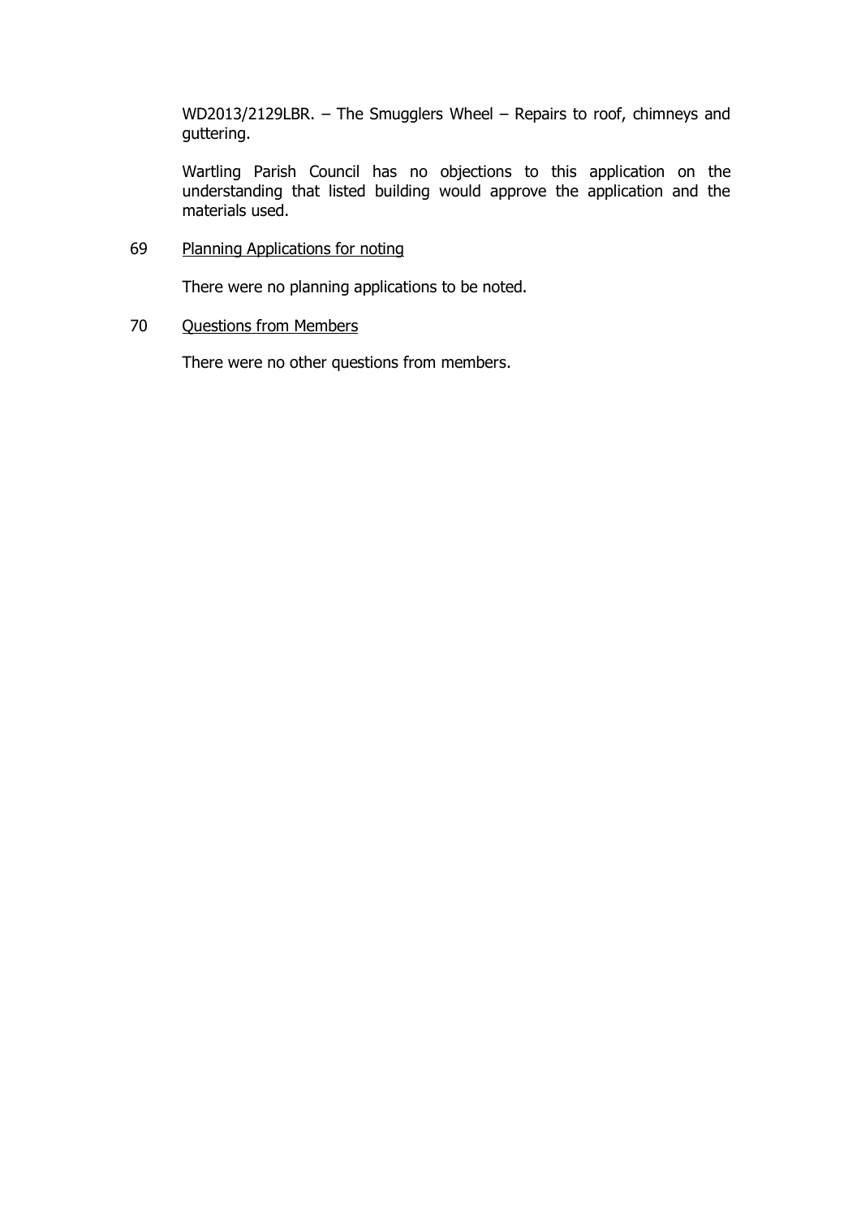WD2013/2129LBR. – The Smugglers Wheel – Repairs to roof, chimneys and guttering.

Wartling Parish Council has no objections to this application on the understanding that listed building would approve the application and the materials used.

69 Planning Applications for noting

There were no planning applications to be noted.

70 Questions from Members

There were no other questions from members.